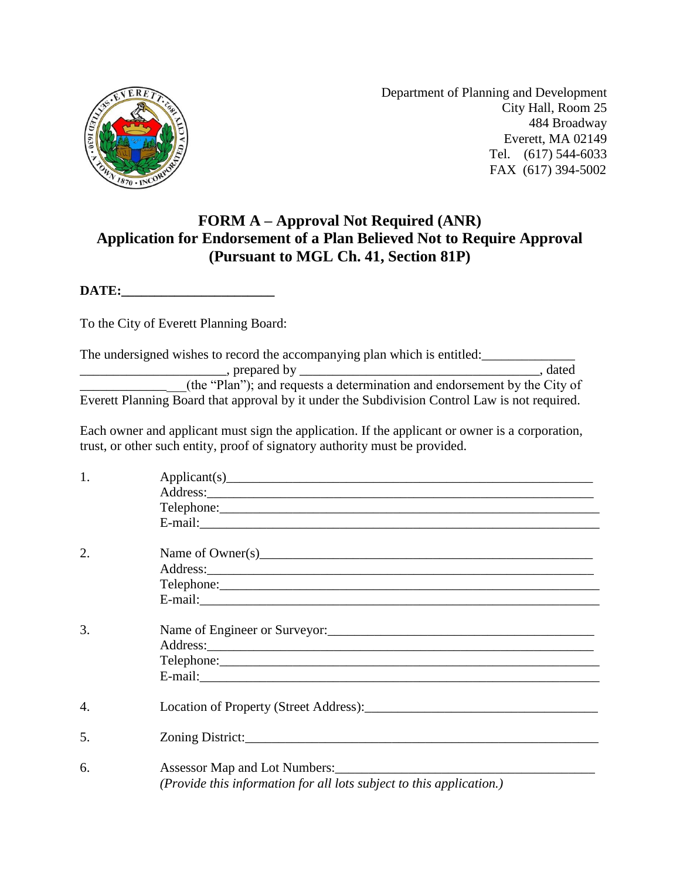Department of Planning and Development
City Hall, Room 25
484 Broadway
Everett, MA 02149
Tel. (617) 544-6033
FAX (617) 394-5002

# FORM A – Approval Not Required (ANR)
## Application for Endorsement of a Plan Believed Not to Require Approval
## (Pursuant to MGL Ch. 41, Section 81P)

**DATE:______________________**

To the City of Everett Planning Board:

The undersigned wishes to record the accompanying plan which is entitled:______________ ______________________, prepared by ___________________________________, dated _____________ ___(the "Plan"); and requests a determination and endorsement by the City of Everett Planning Board that approval by it under the Subdivision Control Law is not required.

Each owner and applicant must sign the application. If the applicant or owner is a corporation, trust, or other such entity, proof of signatory authority must be provided.

1. Applicant(s)_______________________________________________________
   Address:_________________________________________________________
   Telephone:_______________________________________________________
   E-mail:__________________________________________________________

2. Name of Owner(s)__________________________________________________
   Address:_________________________________________________________
   Telephone:_______________________________________________________
   E-mail:__________________________________________________________

3. Name of Engineer or Surveyor:_____________________________________
   Address:_________________________________________________________
   Telephone:_______________________________________________________
   E-mail:__________________________________________________________

4. Location of Property (Street Address):_______________________________

5. Zoning District:_____________________________________________________

6. Assessor Map and Lot Numbers:___________________________________
   *(Provide this information for all lots subject to this application.)*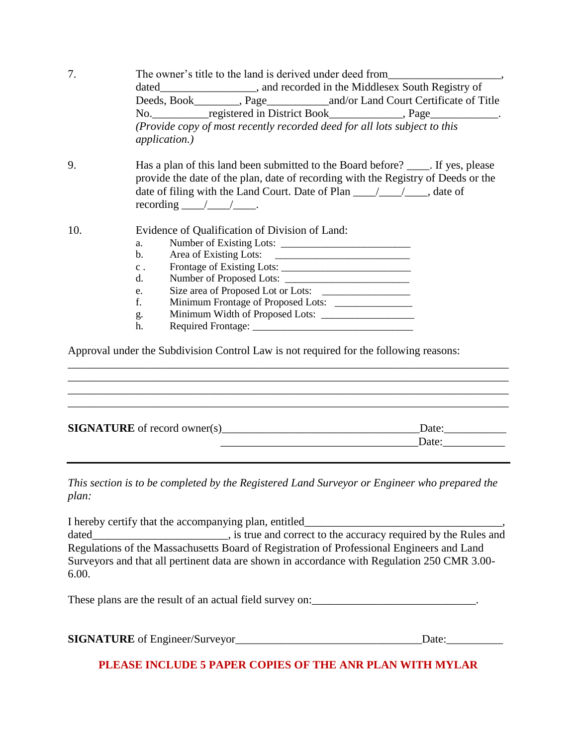7. The owner's title to the land is derived under deed from___________________, dated________________, and recorded in the Middlesex South Registry of Deeds, Book________, Page__________and/or Land Court Certificate of Title No.__________registered in District Book____________, Page___________. *(Provide copy of most recently recorded deed for all lots subject to this application.)*

9. Has a plan of this land been submitted to the Board before? ____. If yes, please provide the date of the plan, date of recording with the Registry of Deeds or the date of filing with the Land Court. Date of Plan ____/____/____, date of recording ____/____/____.

10. Evidence of Qualification of Division of Land:
    - a. Number of Existing Lots: ________________________
    - b. Area of Existing Lots: ________________________
    - c . Frontage of Existing Lots: ________________________
    - d. Number of Proposed Lots: ________________________
    - e. Size area of Proposed Lot or Lots: ________________
    - f. Minimum Frontage of Proposed Lots: ______________
    - g. Minimum Width of Proposed Lots: _________________
    - h. Required Frontage: ______________________________

Approval under the Subdivision Control Law is not required for the following reasons:

______________________________________________________________________________
______________________________________________________________________________
______________________________________________________________________________
______________________________________________________________________________

**SIGNATURE** of record owner(s)__________________________________Date:___________
__________________________________Date:___________

---

*This section is to be completed by the Registered Land Surveyor or Engineer who prepared the plan:*

I hereby certify that the accompanying plan, entitled__________________________________, dated_______________________, is true and correct to the accuracy required by the Rules and Regulations of the Massachusetts Board of Registration of Professional Engineers and Land Surveyors and that all pertinent data are shown in accordance with Regulation 250 CMR 3.00-6.00.

These plans are the result of an actual field survey on:____________________________.

**SIGNATURE** of Engineer/Surveyor________________________________Date:__________

**PLEASE INCLUDE 5 PAPER COPIES OF THE ANR PLAN WITH MYLAR**